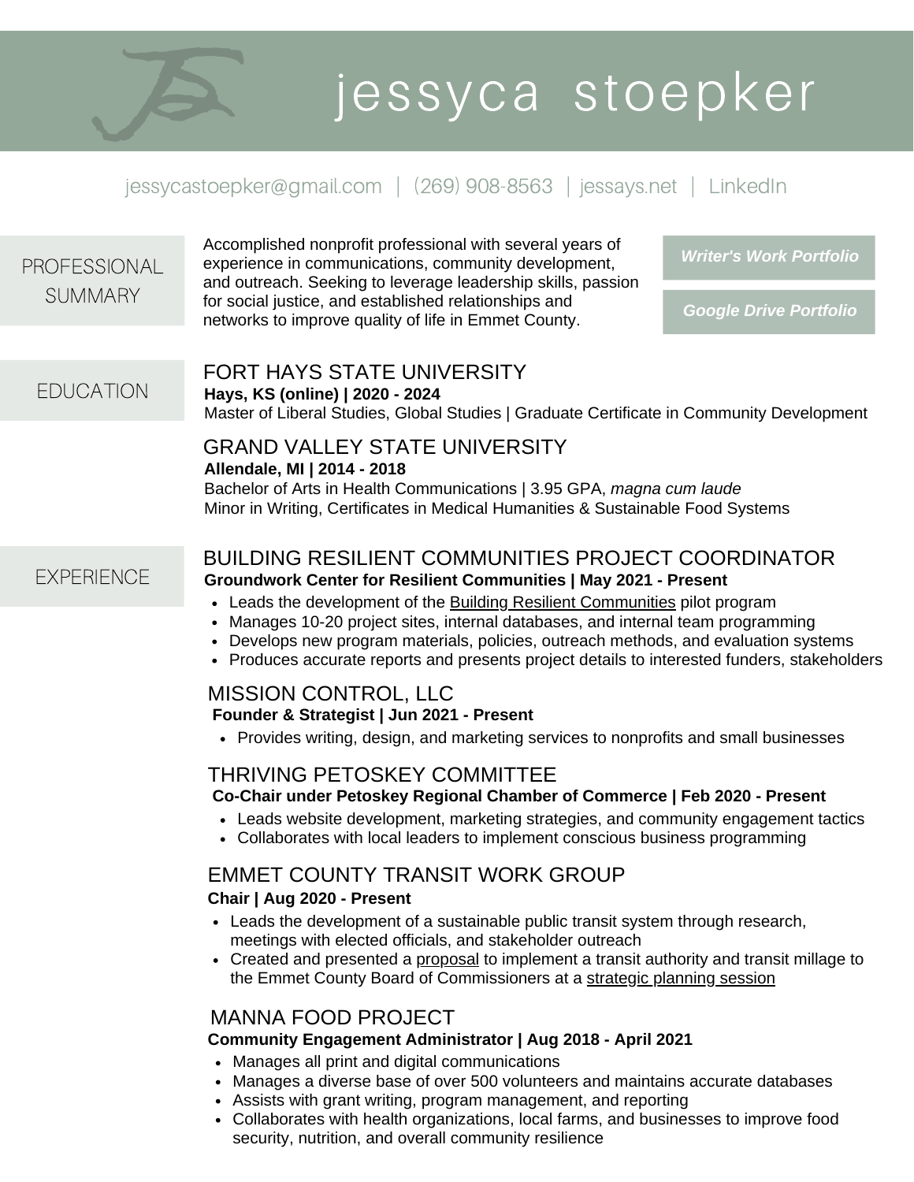# jessyca stoepker

jessycastoepker@gmail.com | (269) 908-8563 | jessays.net | LinkedIn

## PROFESSIONAL SUMMARY

Accomplished nonprofit professional with several years of experience in communications, community development, and outreach. Seeking to leverage leadership skills, passion for social justice, and established relationships and networks to improve quality of life in Emmet County.

***Writer's Work Portfolio***

***Google Drive Portfolio***

## EDUCATION

### FORT HAYS STATE UNIVERSITY

**Hays, KS (online) | 2020 - 2024**

Master of Liberal Studies, Global Studies | Graduate Certificate in Community Development

### GRAND VALLEY STATE UNIVERSITY

**Allendale, MI | 2014 - 2018**

Bachelor of Arts in Health Communications | 3.95 GPA, *magna cum laude*
Minor in Writing, Certificates in Medical Humanities & Sustainable Food Systems

## EXPERIENCE

### BUILDING RESILIENT COMMUNITIES PROJECT COORDINATOR

**Groundwork Center for Resilient Communities | May 2021 - Present**

- Leads the development of the Building Resilient Communities pilot program
- Manages 10-20 project sites, internal databases, and internal team programming
- Develops new program materials, policies, outreach methods, and evaluation systems
- Produces accurate reports and presents project details to interested funders, stakeholders

### MISSION CONTROL, LLC

**Founder & Strategist | Jun 2021 - Present**

- Provides writing, design, and marketing services to nonprofits and small businesses

### THRIVING PETOSKEY COMMITTEE

**Co-Chair under Petoskey Regional Chamber of Commerce | Feb 2020 - Present**

- Leads website development, marketing strategies, and community engagement tactics
- Collaborates with local leaders to implement conscious business programming

### EMMET COUNTY TRANSIT WORK GROUP

**Chair | Aug 2020 - Present**

- Leads the development of a sustainable public transit system through research, meetings with elected officials, and stakeholder outreach
- Created and presented a proposal to implement a transit authority and transit millage to the Emmet County Board of Commissioners at a strategic planning session

### MANNA FOOD PROJECT

**Community Engagement Administrator | Aug 2018 - April 2021**

- Manages all print and digital communications
- Manages a diverse base of over 500 volunteers and maintains accurate databases
- Assists with grant writing, program management, and reporting
- Collaborates with health organizations, local farms, and businesses to improve food security, nutrition, and overall community resilience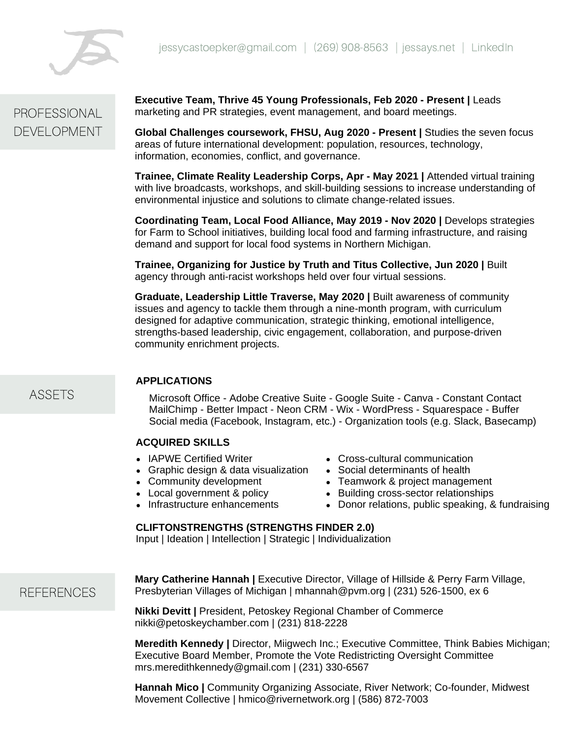jessycastoepker@gmail.com | (269) 908-8563 | jessays.net | LinkedIn

## PROFESSIONAL DEVELOPMENT

**Executive Team, Thrive 45 Young Professionals, Feb 2020 - Present |** Leads marketing and PR strategies, event management, and board meetings.

**Global Challenges coursework, FHSU, Aug 2020 - Present |** Studies the seven focus areas of future international development: population, resources, technology, information, economies, conflict, and governance.

**Trainee, Climate Reality Leadership Corps, Apr - May 2021 |** Attended virtual training with live broadcasts, workshops, and skill-building sessions to increase understanding of environmental injustice and solutions to climate change-related issues.

**Coordinating Team, Local Food Alliance, May 2019 - Nov 2020 |** Develops strategies for Farm to School initiatives, building local food and farming infrastructure, and raising demand and support for local food systems in Northern Michigan.

**Trainee, Organizing for Justice by Truth and Titus Collective, Jun 2020 |** Built agency through anti-racist workshops held over four virtual sessions.

**Graduate, Leadership Little Traverse, May 2020 |** Built awareness of community issues and agency to tackle them through a nine-month program, with curriculum designed for adaptive communication, strategic thinking, emotional intelligence, strengths-based leadership, civic engagement, collaboration, and purpose-driven community enrichment projects.

## ASSETS

### APPLICATIONS

Microsoft Office - Adobe Creative Suite - Google Suite - Canva - Constant Contact
MailChimp - Better Impact - Neon CRM - Wix - WordPress - Squarespace - Buffer
Social media (Facebook, Instagram, etc.) - Organization tools (e.g. Slack, Basecamp)

### ACQUIRED SKILLS

- IAPWE Certified Writer
- Graphic design & data visualization
- Community development
- Local government & policy
- Infrastructure enhancements
- Cross-cultural communication
- Social determinants of health
- Teamwork & project management
- Building cross-sector relationships
- Donor relations, public speaking, & fundraising

### CLIFTONSTRENGTHS (STRENGTHS FINDER 2.0)

Input | Ideation | Intellection | Strategic | Individualization

## REFERENCES

**Mary Catherine Hannah |** Executive Director, Village of Hillside & Perry Farm Village, Presbyterian Villages of Michigan | mhannah@pvm.org | (231) 526-1500, ex 6

**Nikki Devitt |** President, Petoskey Regional Chamber of Commerce
nikki@petoskeychamber.com | (231) 818-2228

**Meredith Kennedy |** Director, Miigwech Inc.; Executive Committee, Think Babies Michigan; Executive Board Member, Promote the Vote Redistricting Oversight Committee
mrs.meredithkennedy@gmail.com | (231) 330-6567

**Hannah Mico |** Community Organizing Associate, River Network; Co-founder, Midwest Movement Collective | hmico@rivernetwork.org | (586) 872-7003